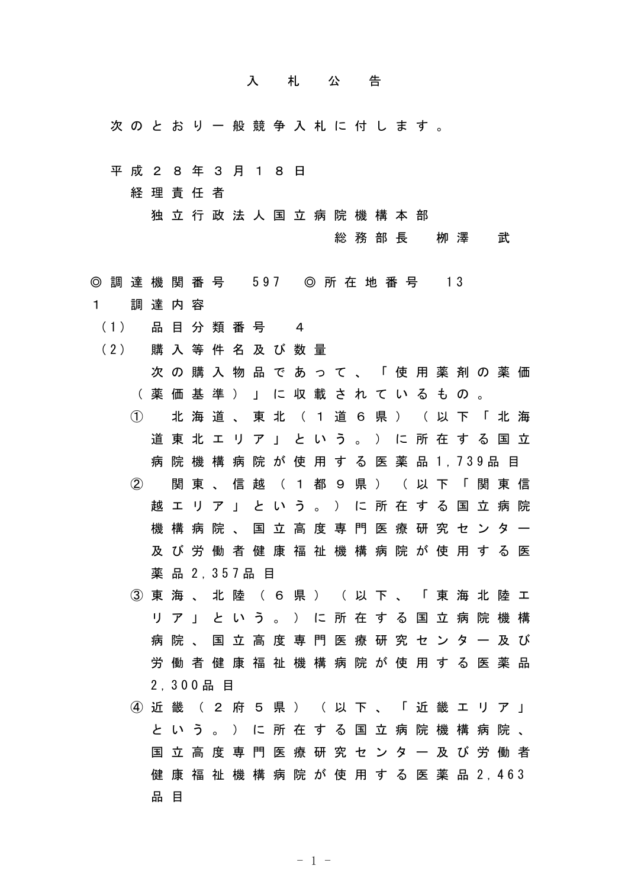# 入札公告

次のとおり一般競争入札に付します。

平成２８年３月１８日

経理責任者

独立行政法人国立病院機構本部

総務部長　柳澤　武

◎調達機関番号　597　◎所在地番号　13

１　調達内容

（1）　品目分類番号　４

（2）　購入等件名及び数量

次の購入物品であって、「使用薬剤の薬価（薬価基準）」に収載されているもの。

①　北海道、東北（１道６県）（以下「北海道東北エリア」という。）に所在する国立病院機構病院が使用する医薬品1,739品目

②　関東、信越（１都９県）（以下「関東信越エリア」という。）に所在する国立病院機構病院、国立高度専門医療研究センター及び労働者健康福祉機構病院が使用する医薬品2,357品目

③　東海、北陸（６県）（以下、「東海北陸エリア」という。）に所在する国立病院機構病院、国立高度専門医療研究センター及び労働者健康福祉機構病院が使用する医薬品2,300品目

④　近畿（２府５県）（以下、「近畿エリア」という。）に所在する国立病院機構病院、国立高度専門医療研究センター及び労働者健康福祉機構病院が使用する医薬品2,463品目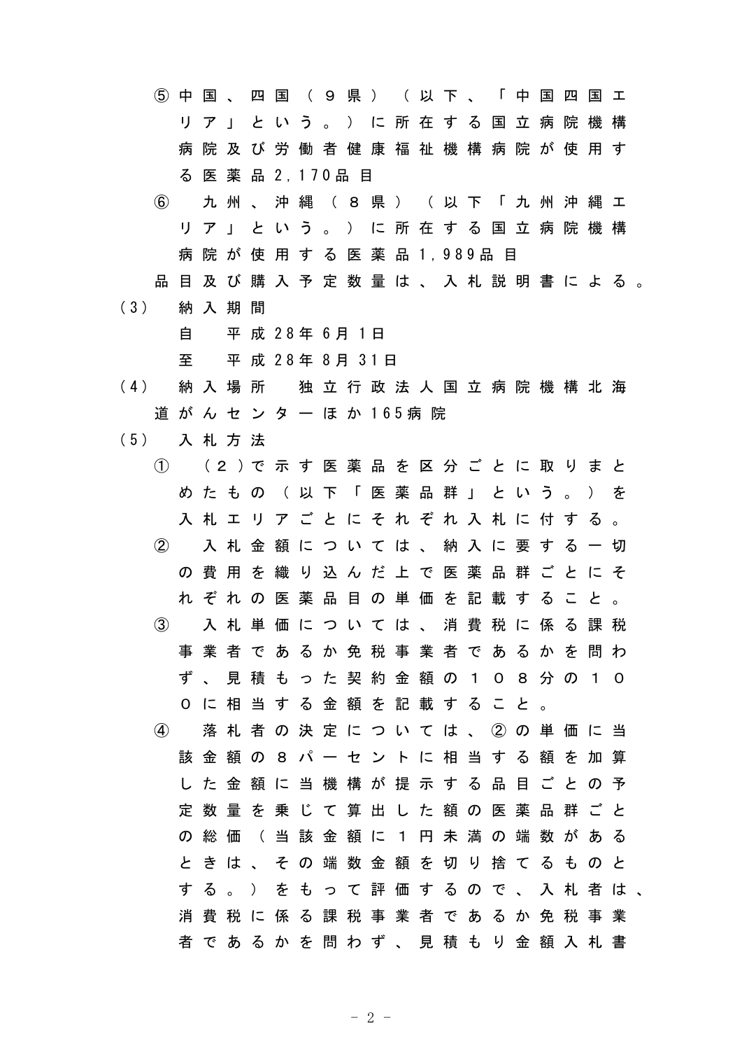⑤ 中国、四国（９県）（以下、「中国四国エリア」という。）に所在する国立病院機構病院及び労働者健康福祉機構病院が使用する医薬品2,170品目

⑥ 九州、沖縄（８県）（以下「九州沖縄エリア」という。）に所在する国立病院機構病院が使用する医薬品1,989品目

品目及び購入予定数量は、入札説明書による。

(3) 納入期間

自　平成28年6月1日

至　平成28年8月31日

(4) 納入場所　独立行政法人国立病院機構北海道がんセンターほか165病院

(5) 入札方法

① （２）で示す医薬品を区分ごとに取りまとめたもの（以下「医薬品群」という。）を入札エリアごとにそれぞれ入札に付する。

② 入札金額については、納入に要する一切の費用を織り込んだ上で医薬品群ごとにそれぞれの医薬品目の単価を記載すること。

③ 入札単価については、消費税に係る課税事業者であるか免税事業者であるかを問わず、見積もった契約金額の１０８分の１００に相当する金額を記載すること。

④ 落札者の決定については、②の単価に当該金額の８パーセントに相当する額を加算した金額に当機構が提示する品目ごとの予定数量を乗じて算出した額の医薬品群ごとの総価（当該金額に１円未満の端数があるときは、その端数金額を切り捨てるものとする。）をもって評価するので、入札者は、消費税に係る課税事業者であるか免税事業者であるかを問わず、見積もり金額入札書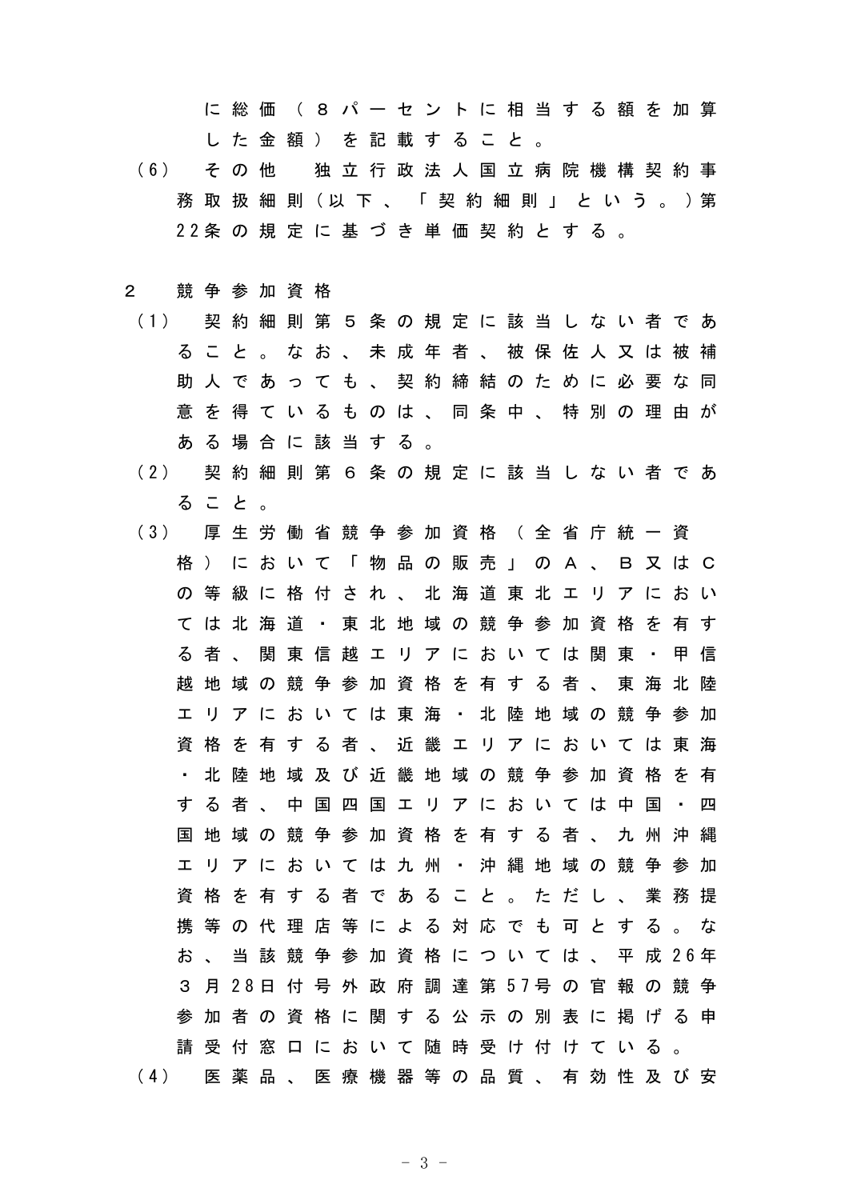に総価（８パーセントに相当する額を加算した金額）を記載すること。

（6）　その他　独立行政法人国立病院機構契約事務取扱細則（以下、「契約細則」という。）第22条の規定に基づき単価契約とする。

２　競争参加資格

（1）　契約細則第５条の規定に該当しない者であること。なお、未成年者、被保佐人又は被補助人であっても、契約締結のために必要な同意を得ているものは、同条中、特別の理由がある場合に該当する。

（2）　契約細則第６条の規定に該当しない者であること。

（3）　厚生労働省競争参加資格（全省庁統一資格）において「物品の販売」のＡ、Ｂ又はＣの等級に格付され、北海道東北エリアにおいては北海道・東北地域の競争参加資格を有する者、関東信越エリアにおいては関東・甲信越地域の競争参加資格を有する者、東海北陸エリアにおいては東海・北陸地域の競争参加資格を有する者、近畿エリアにおいては東海・北陸地域及び近畿地域の競争参加資格を有する者、中国四国エリアにおいては中国・四国地域の競争参加資格を有する者、九州沖縄エリアにおいては九州・沖縄地域の競争参加資格を有する者であること。ただし、業務提携等の代理店等による対応でも可とする。なお、当該競争参加資格については、平成26年３月28日付号外政府調達第57号の官報の競争参加者の資格に関する公示の別表に掲げる申請受付窓口において随時受け付けている。

（4）　医薬品、医療機器等の品質、有効性及び安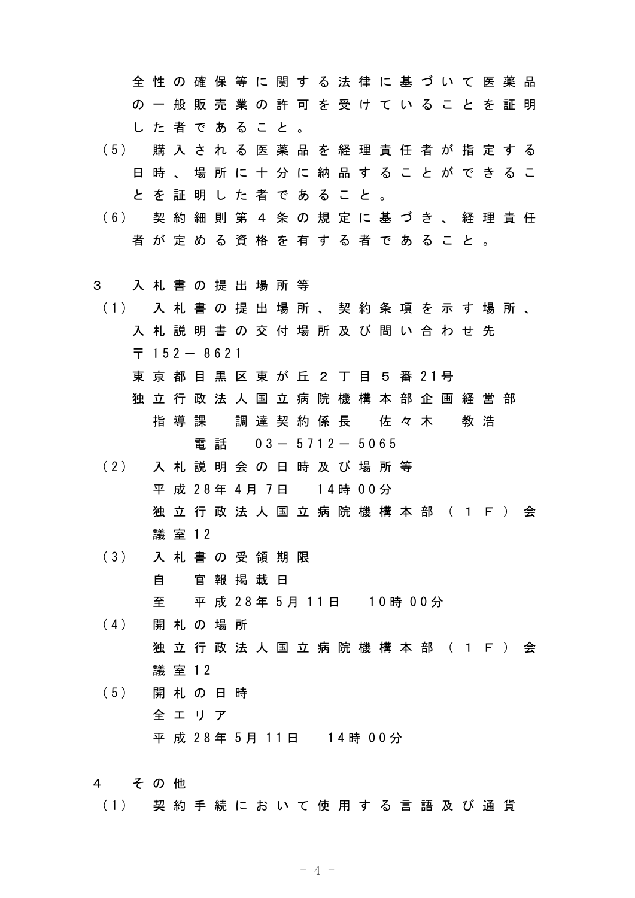全性の確保等に関する法律に基づいて医薬品の一般販売業の許可を受けていることを証明した者であること。

（5） 購入される医薬品を経理責任者が指定する日時、場所に十分に納品することができることを証明した者であること。

（6） 契約細則第４条の規定に基づき、経理責任者が定める資格を有する者であること。

３　入札書の提出場所等

（1） 入札書の提出場所、契約条項を示す場所、入札説明書の交付場所及び問い合わせ先

〒152－8621

東京都目黒区東が丘２丁目５番21号

独立行政法人国立病院機構本部企画経営部

指導課　調達契約係長　佐々木　教浩

電話　03－5712－5065

（2） 入札説明会の日時及び場所等

平成28年4月7日　14時00分

独立行政法人国立病院機構本部（１Ｆ）会議室12

（3） 入札書の受領期限

自　官報掲載日

至　平成28年5月11日　10時00分

（4） 開札の場所

独立行政法人国立病院機構本部（１Ｆ）会議室12

（5） 開札の日時

全エリア

平成28年5月11日　14時00分

４　その他

（1） 契約手続において使用する言語及び通貨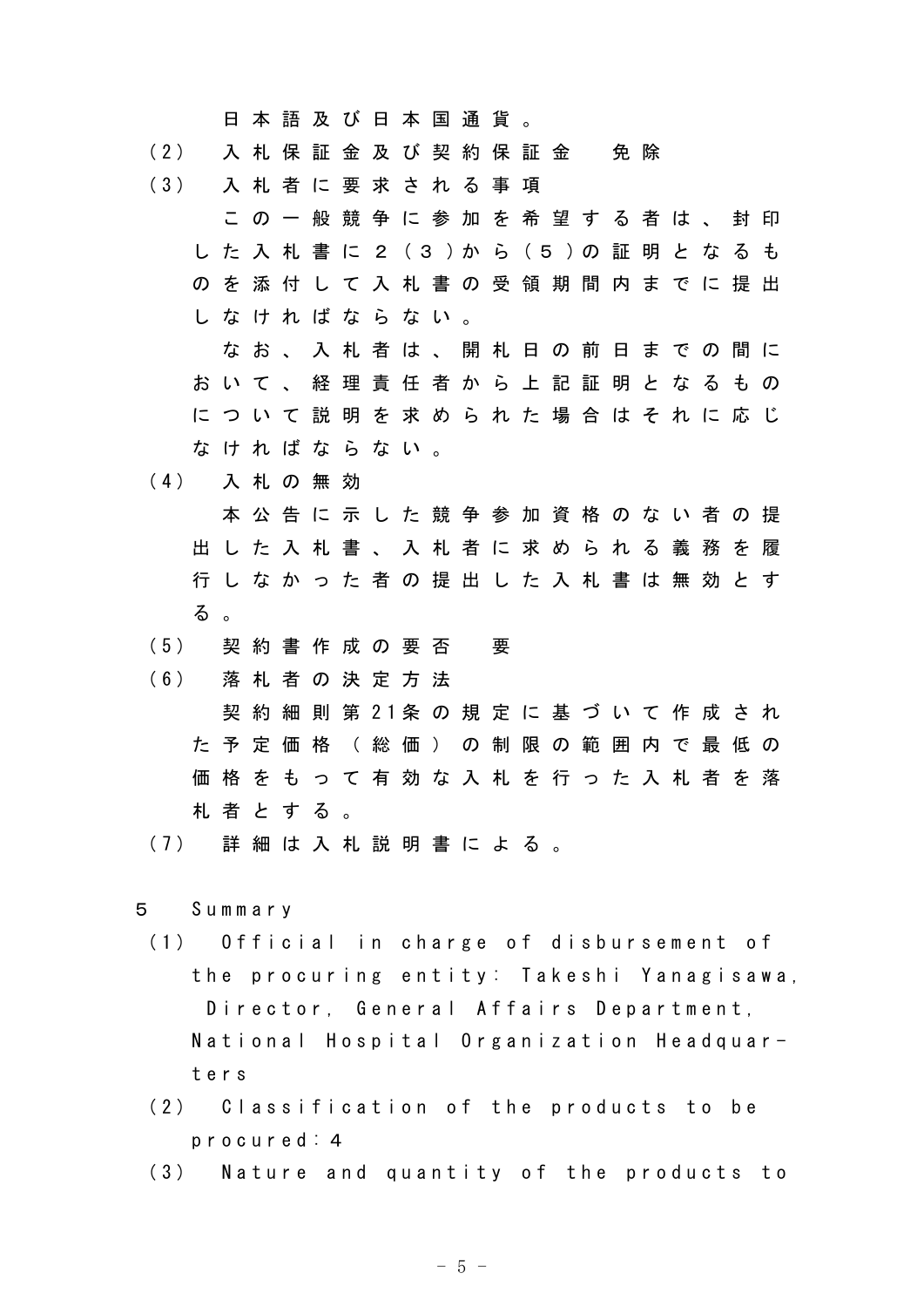日本語及び日本国通貨。

（2）　入札保証金及び契約保証金　　免除

（3）　入札者に要求される事項

この一般競争に参加を希望する者は、封印した入札書に２（３）から（５）の証明となるものを添付して入札書の受領期間内までに提出しなければならない。

なお、入札者は、開札日の前日までの間において、経理責任者から上記証明となるものについて説明を求められた場合はそれに応じなければならない。

（4）　入札の無効

本公告に示した競争参加資格のない者の提出した入札書、入札者に求められる義務を履行しなかった者の提出した入札書は無効とする。

（5）　契約書作成の要否　　要

（6）　落札者の決定方法

契約細則第21条の規定に基づいて作成された予定価格（総価）の制限の範囲内で最低の価格をもって有効な入札を行った入札者を落札者とする。

（7）　詳細は入札説明書による。

## 5　Summary

（1）　Official in charge of disbursement of the procuring entity: Takeshi Yanagisawa, Director, General Affairs Department, National Hospital Organization Headquarters

（2）　Classification of the products to be procured: 4

（3）　Nature and quantity of the products to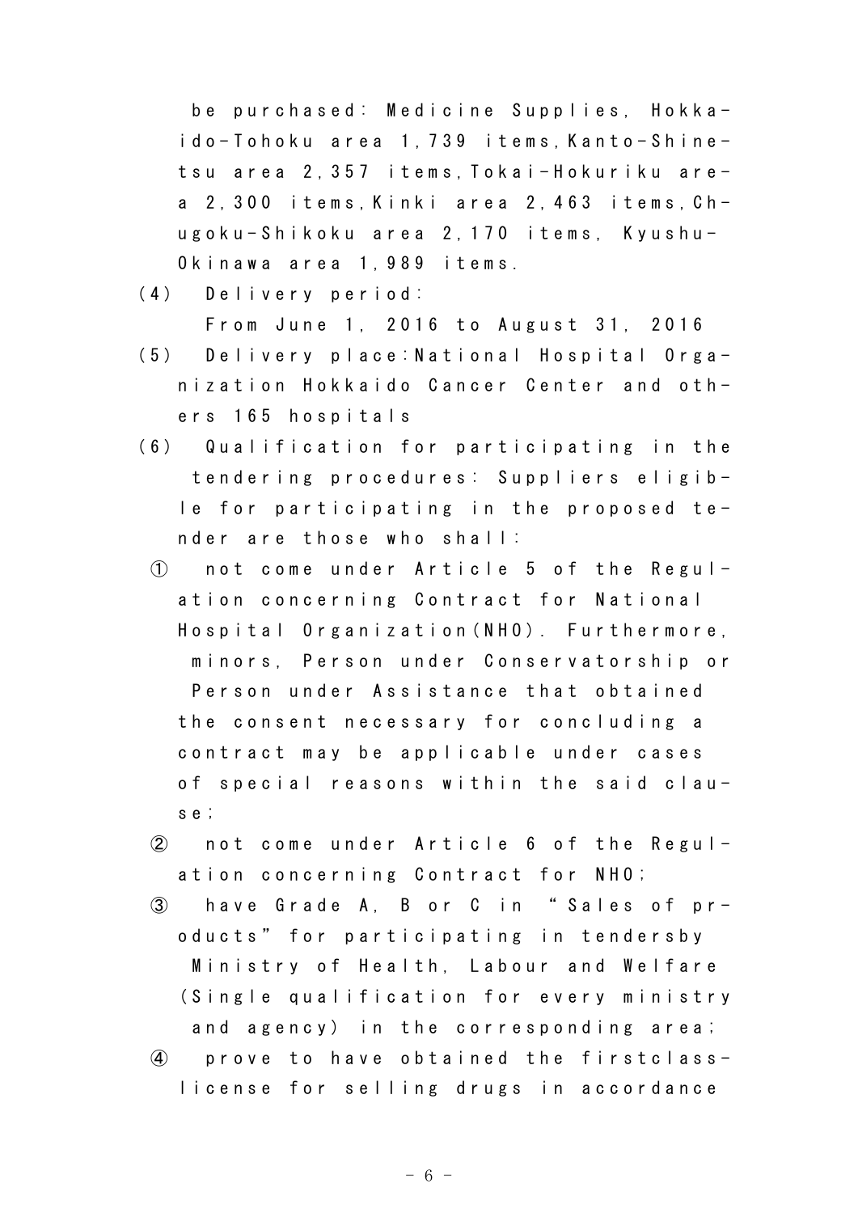be purchased: Medicine Supplies, Hokkaido-Tohoku area 1,739 items,Kanto-Shinetsu area 2,357 items,Tokai-Hokuriku area 2,300 items,Kinki area 2,463 items,Chugoku-Shikoku area 2,170 items, Kyushu-Okinawa area 1,989 items.

(4) Delivery period:
From June 1, 2016 to August 31, 2016

(5) Delivery place:National Hospital Organization Hokkaido Cancer Center and others 165 hospitals

(6) Qualification for participating in the tendering procedures: Suppliers eligible for participating in the proposed tender are those who shall:

① not come under Article 5 of the Regulation concerning Contract for National Hospital Organization(NHO). Furthermore, minors, Person under Conservatorship or Person under Assistance that obtained the consent necessary for concluding a contract may be applicable under cases of special reasons within the said clause;

② not come under Article 6 of the Regulation concerning Contract for NHO;

③ have Grade A, B or C in "Sales of products" for participating in tendersby Ministry of Health, Labour and Welfare (Single qualification for every ministry and agency) in the corresponding area;

④ prove to have obtained the firstclass-license for selling drugs in accordance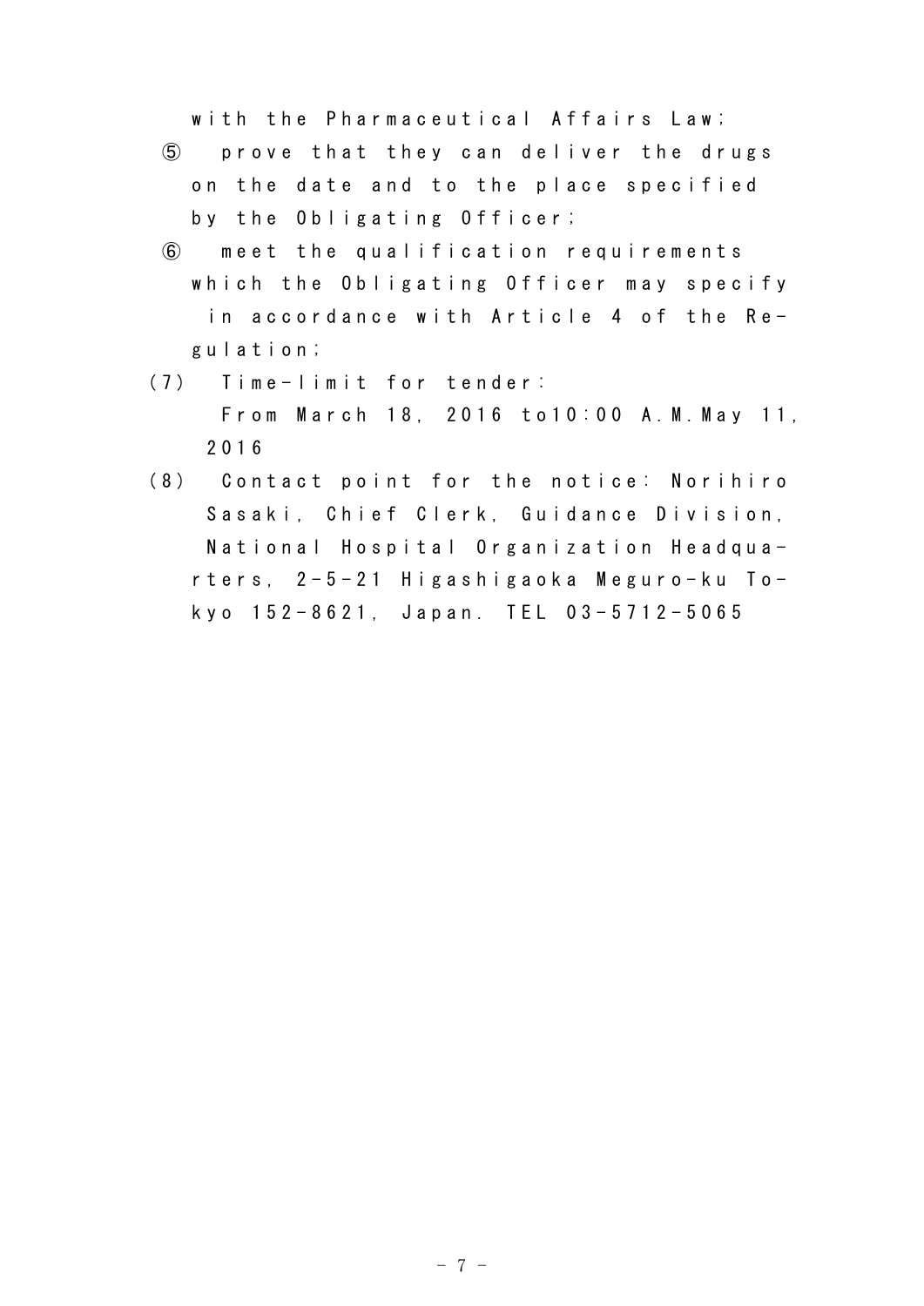with the Pharmaceutical Affairs Law;

⑤ prove that they can deliver the drugs on the date and to the place specified by the Obligating Officer;

⑥ meet the qualification requirements which the Obligating Officer may specify in accordance with Article 4 of the Regulation;

(7) Time-limit for tender:
From March 18, 2016 to10:00 A.M.May 11, 2016

(8) Contact point for the notice: Norihiro Sasaki, Chief Clerk, Guidance Division, National Hospital Organization Headquarters, 2-5-21 Higashigaoka Meguro-ku Tokyo 152-8621, Japan. TEL 03-5712-5065